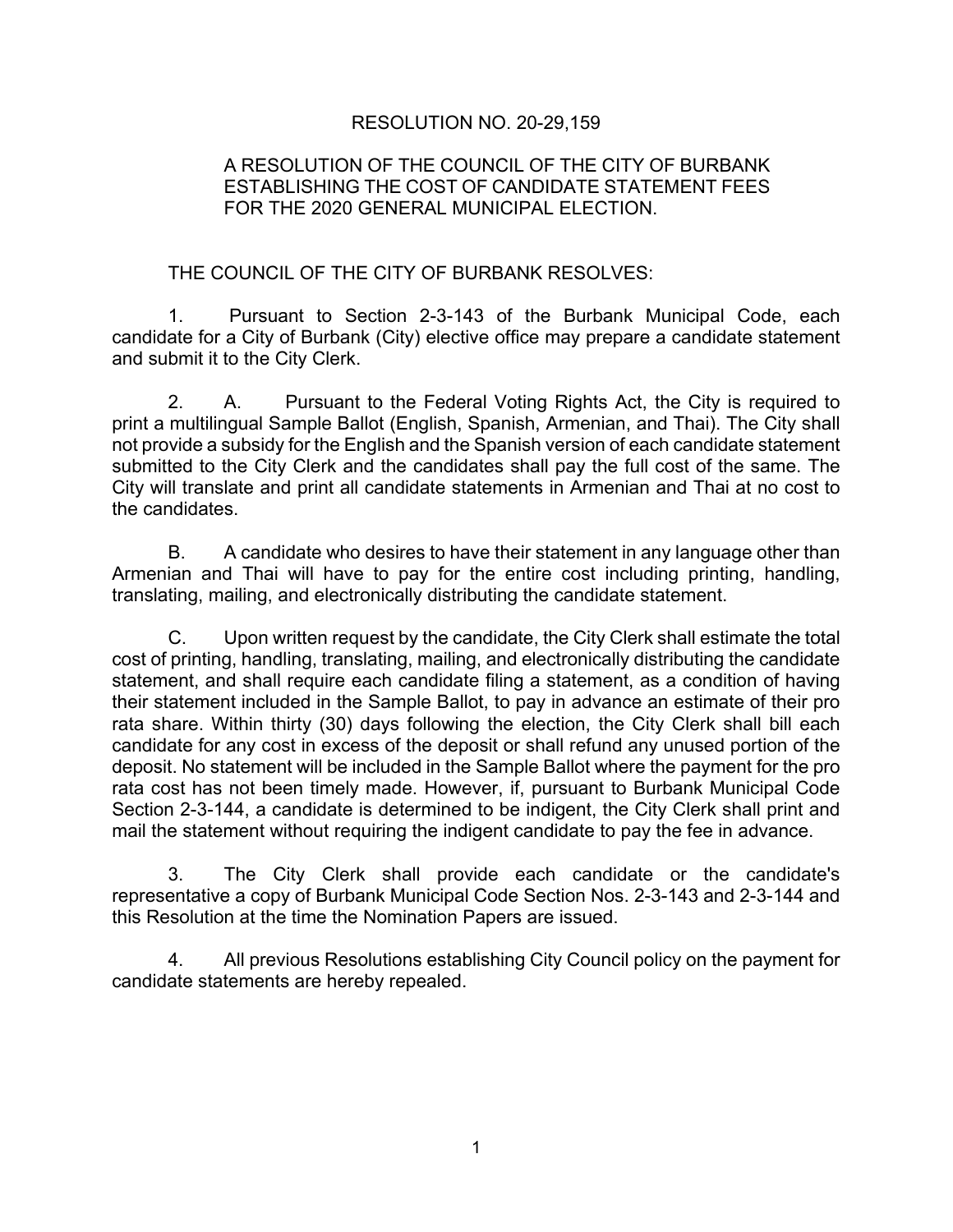# RESOLUTION NO. 20-29,159

## A RESOLUTION OF THE COUNCIL OF THE CITY OF BURBANK ESTABLISHING THE COST OF CANDIDATE STATEMENT FEES FOR THE 2020 GENERAL MUNICIPAL ELECTION.

THE COUNCIL OF THE CITY OF BURBANK RESOLVES:

1. Pursuant to Section 2-3-143 of the Burbank Municipal Code, each candidate for a City of Burbank (City) elective office may prepare a candidate statement and submit it to the City Clerk.

2. A. Pursuant to the Federal Voting Rights Act, the City is required to print a multilingual Sample Ballot (English, Spanish, Armenian, and Thai). The City shall not provide a subsidy for the English and the Spanish version of each candidate statement submitted to the City Clerk and the candidates shall pay the full cost of the same. The City will translate and print all candidate statements in Armenian and Thai at no cost to the candidates.

   B. A candidate who desires to have their statement in any language other than Armenian and Thai will have to pay for the entire cost including printing, handling, translating, mailing, and electronically distributing the candidate statement.

   C. Upon written request by the candidate, the City Clerk shall estimate the total cost of printing, handling, translating, mailing, and electronically distributing the candidate statement, and shall require each candidate filing a statement, as a condition of having their statement included in the Sample Ballot, to pay in advance an estimate of their pro rata share. Within thirty (30) days following the election, the City Clerk shall bill each candidate for any cost in excess of the deposit or shall refund any unused portion of the deposit. No statement will be included in the Sample Ballot where the payment for the pro rata cost has not been timely made. However, if, pursuant to Burbank Municipal Code Section 2-3-144, a candidate is determined to be indigent, the City Clerk shall print and mail the statement without requiring the indigent candidate to pay the fee in advance.

3. The City Clerk shall provide each candidate or the candidate's representative a copy of Burbank Municipal Code Section Nos. 2-3-143 and 2-3-144 and this Resolution at the time the Nomination Papers are issued.

4. All previous Resolutions establishing City Council policy on the payment for candidate statements are hereby repealed.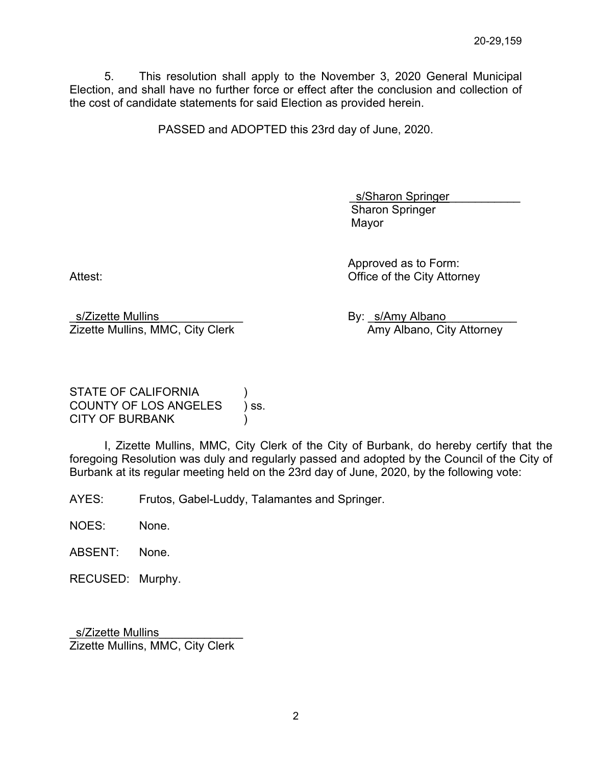20-29,159

5. This resolution shall apply to the November 3, 2020 General Municipal Election, and shall have no further force or effect after the conclusion and collection of the cost of candidate statements for said Election as provided herein.

PASSED and ADOPTED this 23rd day of June, 2020.

s/Sharon Springer
Sharon Springer
Mayor

Attest:

s/Zizette Mullins
Zizette Mullins, MMC, City Clerk

Approved as to Form:
Office of the City Attorney

By: s/Amy Albano
Amy Albano, City Attorney

STATE OF CALIFORNIA )
COUNTY OF LOS ANGELES ) ss.
CITY OF BURBANK )

I, Zizette Mullins, MMC, City Clerk of the City of Burbank, do hereby certify that the foregoing Resolution was duly and regularly passed and adopted by the Council of the City of Burbank at its regular meeting held on the 23rd day of June, 2020, by the following vote:

AYES: Frutos, Gabel-Luddy, Talamantes and Springer.

NOES: None.

ABSENT: None.

RECUSED: Murphy.

s/Zizette Mullins
Zizette Mullins, MMC, City Clerk